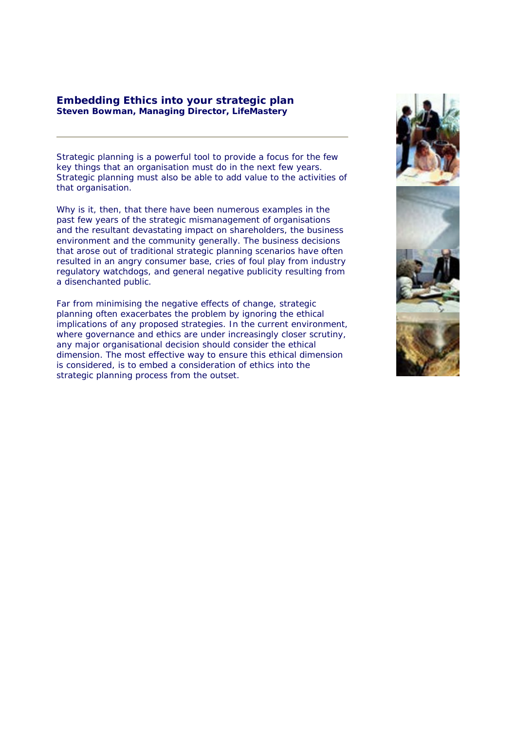# Embedding Ethics into your strategic plan

**Steven Bowman, Managing Director, LifeMastery**

---

Strategic planning is a powerful tool to provide a focus for the few key things that an organisation must do in the next few years. Strategic planning must also be able to add value to the activities of that organisation.

Why is it, then, that there have been numerous examples in the past few years of the strategic mismanagement of organisations and the resultant devastating impact on shareholders, the business environment and the community generally. The business decisions that arose out of traditional strategic planning scenarios have often resulted in an angry consumer base, cries of foul play from industry regulatory watchdogs, and general negative publicity resulting from a disenchanted public.

Far from minimising the negative effects of change, strategic planning often exacerbates the problem by ignoring the ethical implications of any proposed strategies. In the current environment, where governance and ethics are under increasingly closer scrutiny, any major organisational decision should consider the ethical dimension. The most effective way to ensure this ethical dimension is considered, is to embed a consideration of ethics into the strategic planning process from the outset.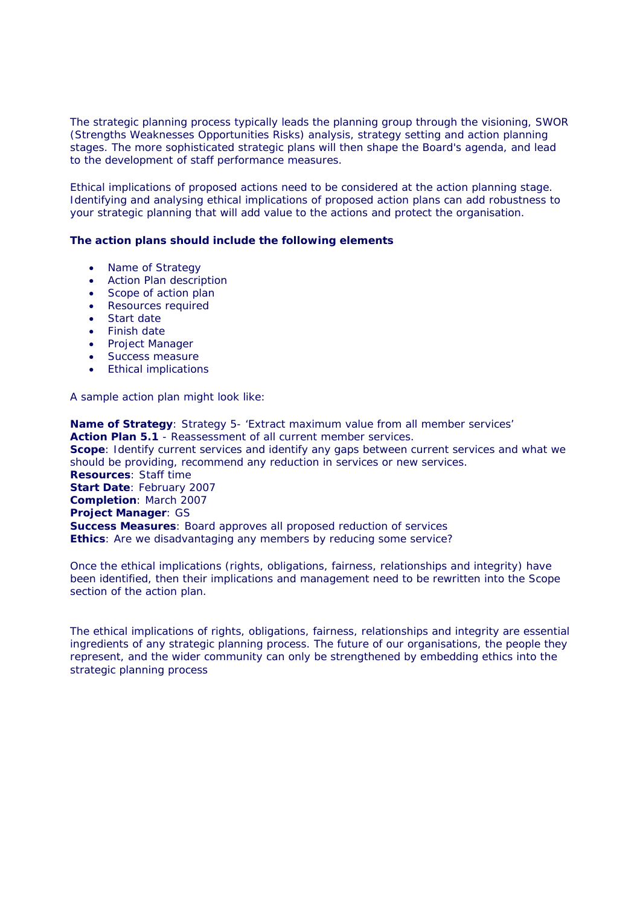The strategic planning process typically leads the planning group through the visioning, SWOR (Strengths Weaknesses Opportunities Risks) analysis, strategy setting and action planning stages. The more sophisticated strategic plans will then shape the Board's agenda, and lead to the development of staff performance measures.

Ethical implications of proposed actions need to be considered at the action planning stage. Identifying and analysing ethical implications of proposed action plans can add robustness to your strategic planning that will add value to the actions and protect the organisation.

**The action plans should include the following elements**

- Name of Strategy
- Action Plan description
- Scope of action plan
- Resources required
- Start date
- Finish date
- Project Manager
- Success measure
- Ethical implications

A sample action plan might look like:

**Name of Strategy**: Strategy 5- 'Extract maximum value from all member services'
**Action Plan 5.1** - Reassessment of all current member services.
**Scope**: Identify current services and identify any gaps between current services and what we should be providing, recommend any reduction in services or new services.
**Resources**: Staff time
**Start Date**: February 2007
**Completion**: March 2007
**Project Manager**: GS
**Success Measures**: Board approves all proposed reduction of services
**Ethics**: Are we disadvantaging any members by reducing some service?

Once the ethical implications (rights, obligations, fairness, relationships and integrity) have been identified, then their implications and management need to be rewritten into the Scope section of the action plan.

The ethical implications of rights, obligations, fairness, relationships and integrity are essential ingredients of any strategic planning process. The future of our organisations, the people they represent, and the wider community can only be strengthened by embedding ethics into the strategic planning process